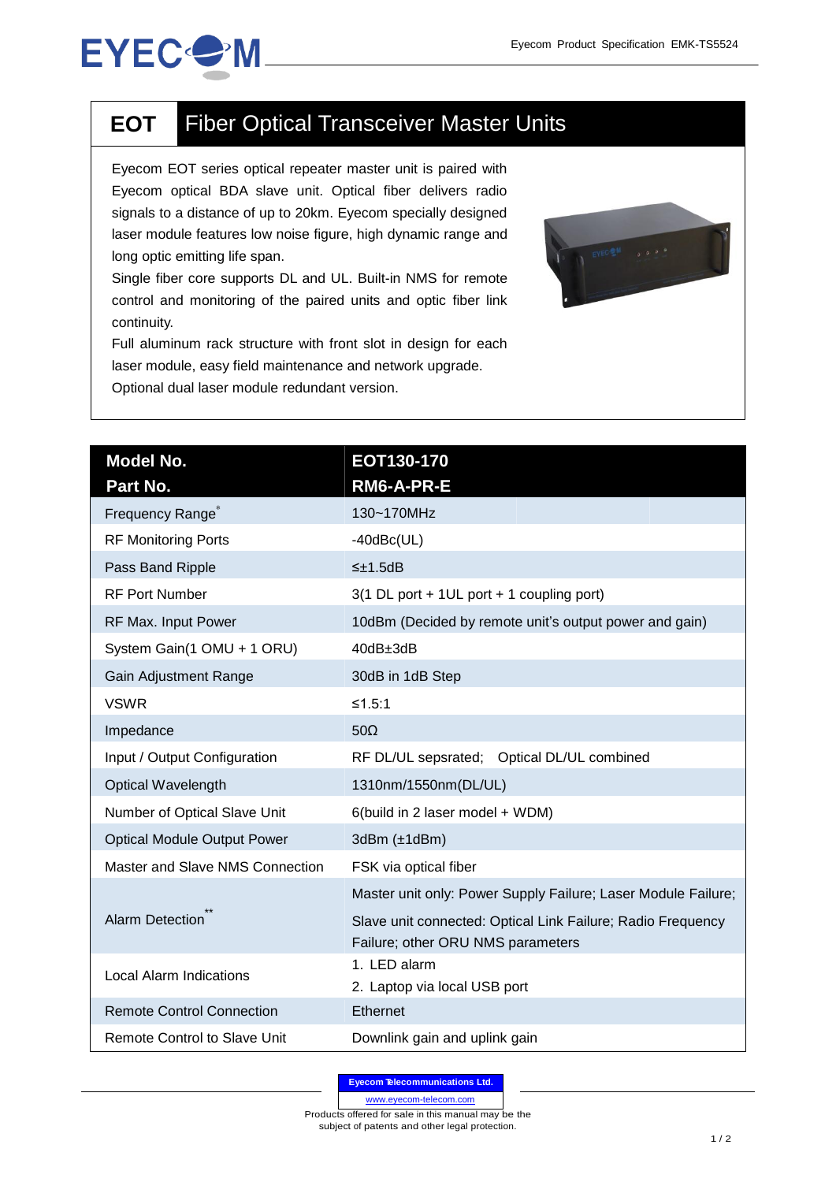# EOT Fiber Optical Transceiver Master Units

Eyecom EOT series optical repeater master unit is paired with Eyecom optical BDA slave unit. Optical fiber delivers radio signals to a distance of up to 20km. Eyecom specially designed laser module features low noise figure, high dynamic range and long optic emitting life span.

Single fiber core supports DL and UL. Built-in NMS for remote control and monitoring of the paired units and optic fiber link continuity.

Full aluminum rack structure with front slot in design for each laser module, easy field maintenance and network upgrade.

Optional dual laser module redundant version.

| Model No.<br>Part No. | EOT130-170<br>RM6-A-PR-E |
|---|---|
| Frequency Range* | 130~170MHz |
| RF Monitoring Ports | -40dBc(UL) |
| Pass Band Ripple | ≤±1.5dB |
| RF Port Number | 3(1 DL port + 1UL port + 1 coupling port) |
| RF Max. Input Power | 10dBm (Decided by remote unit's output power and gain) |
| System Gain(1 OMU + 1 ORU) | 40dB±3dB |
| Gain Adjustment Range | 30dB in 1dB Step |
| VSWR | ≤1.5:1 |
| Impedance | 50Ω |
| Input / Output Configuration | RF DL/UL sepsrated;  Optical DL/UL combined |
| Optical Wavelength | 1310nm/1550nm(DL/UL) |
| Number of Optical Slave Unit | 6(build in 2 laser model + WDM) |
| Optical Module Output Power | 3dBm (±1dBm) |
| Master and Slave NMS Connection | FSK via optical fiber |
| Alarm Detection** | Master unit only: Power Supply Failure; Laser Module Failure;<br>Slave unit connected: Optical Link Failure; Radio Frequency Failure; other ORU NMS parameters |
| Local Alarm Indications | 1. LED alarm<br>2. Laptop via local USB port |
| Remote Control Connection | Ethernet |
| Remote Control to Slave Unit | Downlink gain and uplink gain |

Eyecom Telecommunications Ltd.
www.eyecom-telecom.com
Products offered for sale in this manual may be the subject of patents and other legal protection.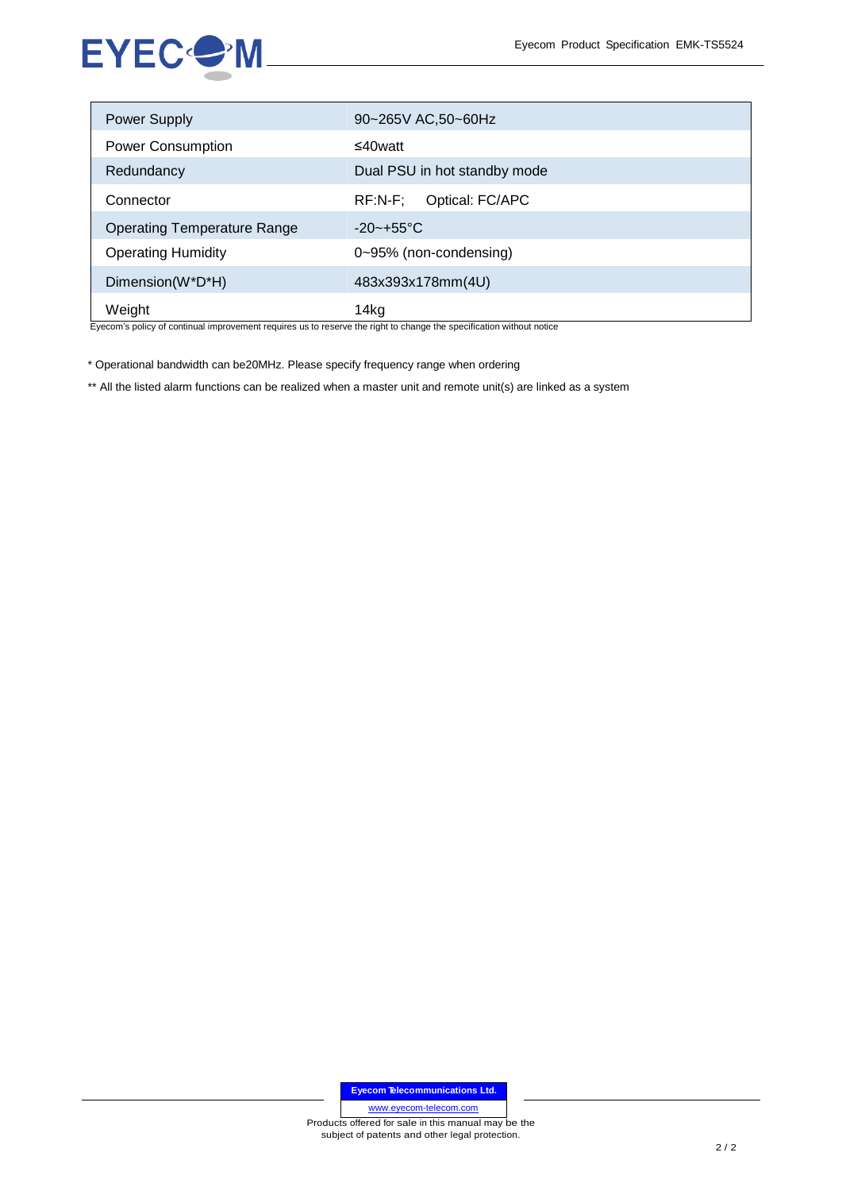| | |
|---|---|
| Power Supply | 90~265V AC,50~60Hz |
| Power Consumption | ≤40watt |
| Redundancy | Dual PSU in hot standby mode |
| Connector | RF:N-F;    Optical: FC/APC |
| Operating Temperature Range | -20~+55°C |
| Operating Humidity | 0~95% (non-condensing) |
| Dimension(W*D*H) | 483x393x178mm(4U) |
| Weight | 14kg |

Eyecom's policy of continual improvement requires us to reserve the right to change the specification without notice

* Operational bandwidth can be20MHz. Please specify frequency range when ordering

** All the listed alarm functions can be realized when a master unit and remote unit(s) are linked as a system

**Eyecom Telecommunications Ltd.**

www.eyecom-telecom.com

Products offered for sale in this manual may be the subject of patents and other legal protection.